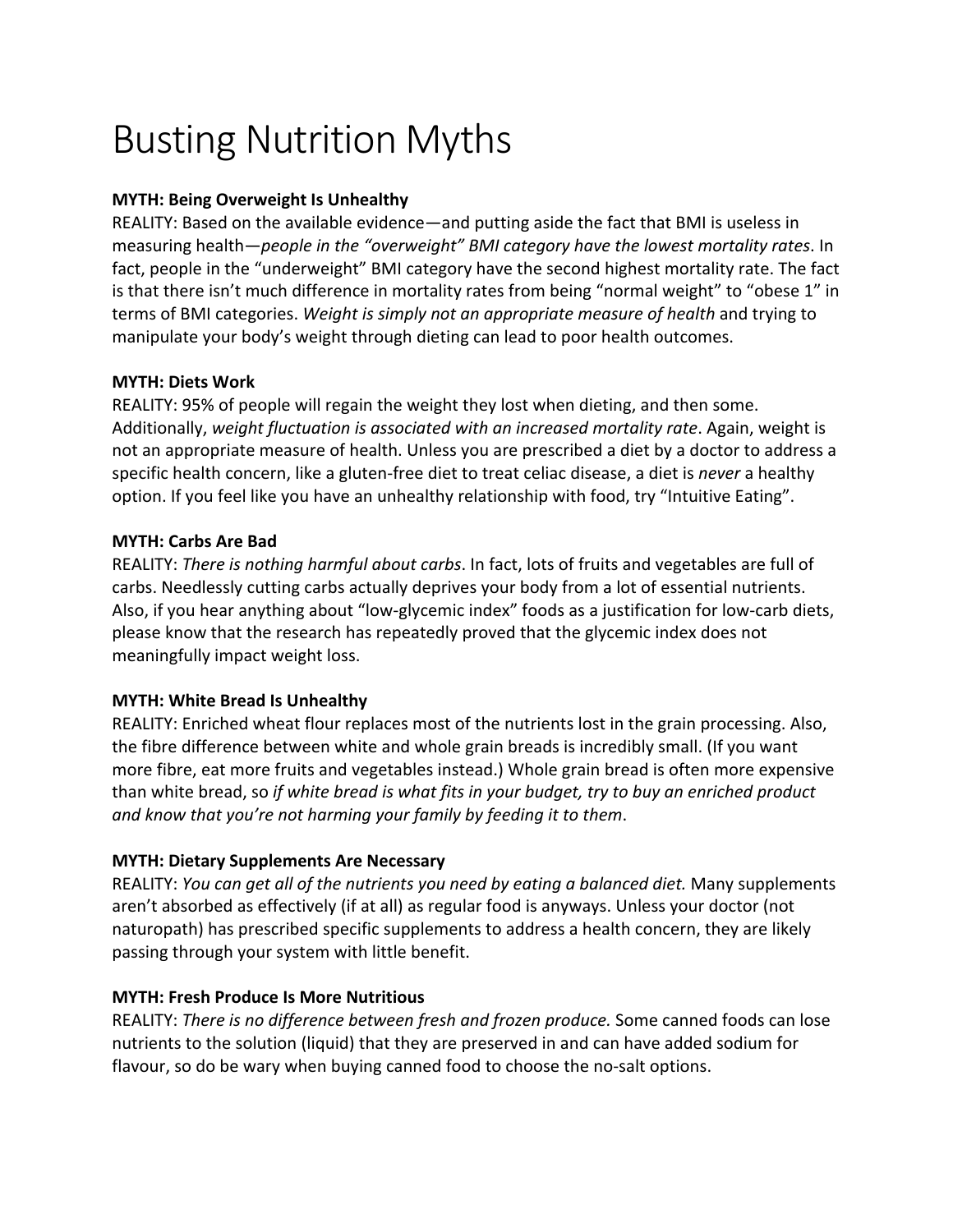# Busting Nutrition Myths

**MYTH: Being Overweight Is Unhealthy**
REALITY: Based on the available evidence—and putting aside the fact that BMI is useless in measuring health—*people in the "overweight" BMI category have the lowest mortality rates*. In fact, people in the "underweight" BMI category have the second highest mortality rate. The fact is that there isn't much difference in mortality rates from being "normal weight" to "obese 1" in terms of BMI categories. *Weight is simply not an appropriate measure of health* and trying to manipulate your body's weight through dieting can lead to poor health outcomes.

**MYTH: Diets Work**
REALITY: 95% of people will regain the weight they lost when dieting, and then some. Additionally, *weight fluctuation is associated with an increased mortality rate*. Again, weight is not an appropriate measure of health. Unless you are prescribed a diet by a doctor to address a specific health concern, like a gluten-free diet to treat celiac disease, a diet is *never* a healthy option. If you feel like you have an unhealthy relationship with food, try "Intuitive Eating".

**MYTH: Carbs Are Bad**
REALITY: *There is nothing harmful about carbs*. In fact, lots of fruits and vegetables are full of carbs. Needlessly cutting carbs actually deprives your body from a lot of essential nutrients. Also, if you hear anything about "low-glycemic index" foods as a justification for low-carb diets, please know that the research has repeatedly proved that the glycemic index does not meaningfully impact weight loss.

**MYTH: White Bread Is Unhealthy**
REALITY: Enriched wheat flour replaces most of the nutrients lost in the grain processing. Also, the fibre difference between white and whole grain breads is incredibly small. (If you want more fibre, eat more fruits and vegetables instead.) Whole grain bread is often more expensive than white bread, so *if white bread is what fits in your budget, try to buy an enriched product and know that you're not harming your family by feeding it to them*.

**MYTH: Dietary Supplements Are Necessary**
REALITY: *You can get all of the nutrients you need by eating a balanced diet.* Many supplements aren't absorbed as effectively (if at all) as regular food is anyways. Unless your doctor (not naturopath) has prescribed specific supplements to address a health concern, they are likely passing through your system with little benefit.

**MYTH: Fresh Produce Is More Nutritious**
REALITY: *There is no difference between fresh and frozen produce.* Some canned foods can lose nutrients to the solution (liquid) that they are preserved in and can have added sodium for flavour, so do be wary when buying canned food to choose the no-salt options.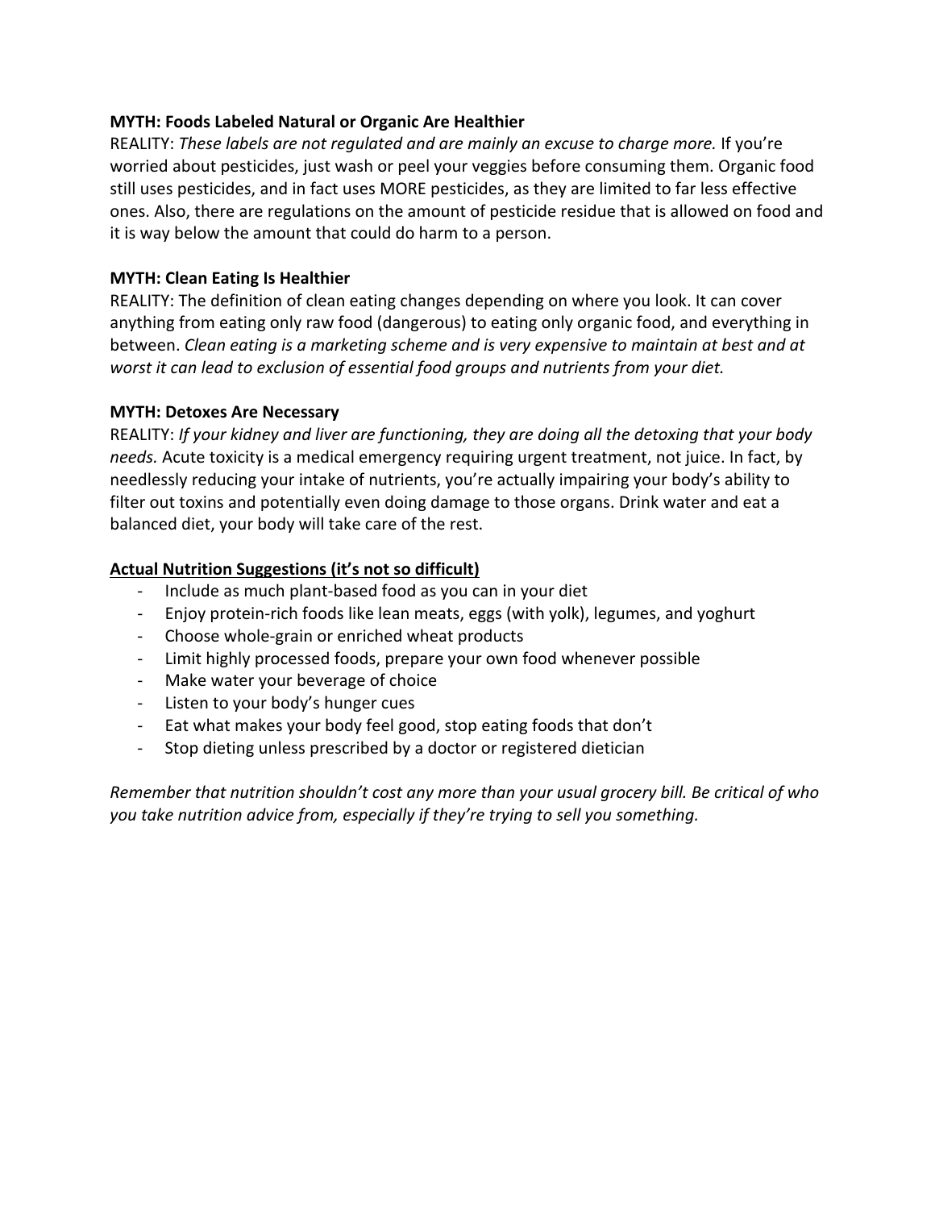**MYTH: Foods Labeled Natural or Organic Are Healthier**

REALITY: *These labels are not regulated and are mainly an excuse to charge more.* If you're worried about pesticides, just wash or peel your veggies before consuming them. Organic food still uses pesticides, and in fact uses MORE pesticides, as they are limited to far less effective ones. Also, there are regulations on the amount of pesticide residue that is allowed on food and it is way below the amount that could do harm to a person.

**MYTH: Clean Eating Is Healthier**

REALITY: The definition of clean eating changes depending on where you look. It can cover anything from eating only raw food (dangerous) to eating only organic food, and everything in between. *Clean eating is a marketing scheme and is very expensive to maintain at best and at worst it can lead to exclusion of essential food groups and nutrients from your diet.*

**MYTH: Detoxes Are Necessary**

REALITY: *If your kidney and liver are functioning, they are doing all the detoxing that your body needs.* Acute toxicity is a medical emergency requiring urgent treatment, not juice. In fact, by needlessly reducing your intake of nutrients, you're actually impairing your body's ability to filter out toxins and potentially even doing damage to those organs. Drink water and eat a balanced diet, your body will take care of the rest.

**<u>Actual Nutrition Suggestions (it's not so difficult)</u>**

- Include as much plant-based food as you can in your diet
- Enjoy protein-rich foods like lean meats, eggs (with yolk), legumes, and yoghurt
- Choose whole-grain or enriched wheat products
- Limit highly processed foods, prepare your own food whenever possible
- Make water your beverage of choice
- Listen to your body's hunger cues
- Eat what makes your body feel good, stop eating foods that don't
- Stop dieting unless prescribed by a doctor or registered dietician

*Remember that nutrition shouldn't cost any more than your usual grocery bill. Be critical of who you take nutrition advice from, especially if they're trying to sell you something.*